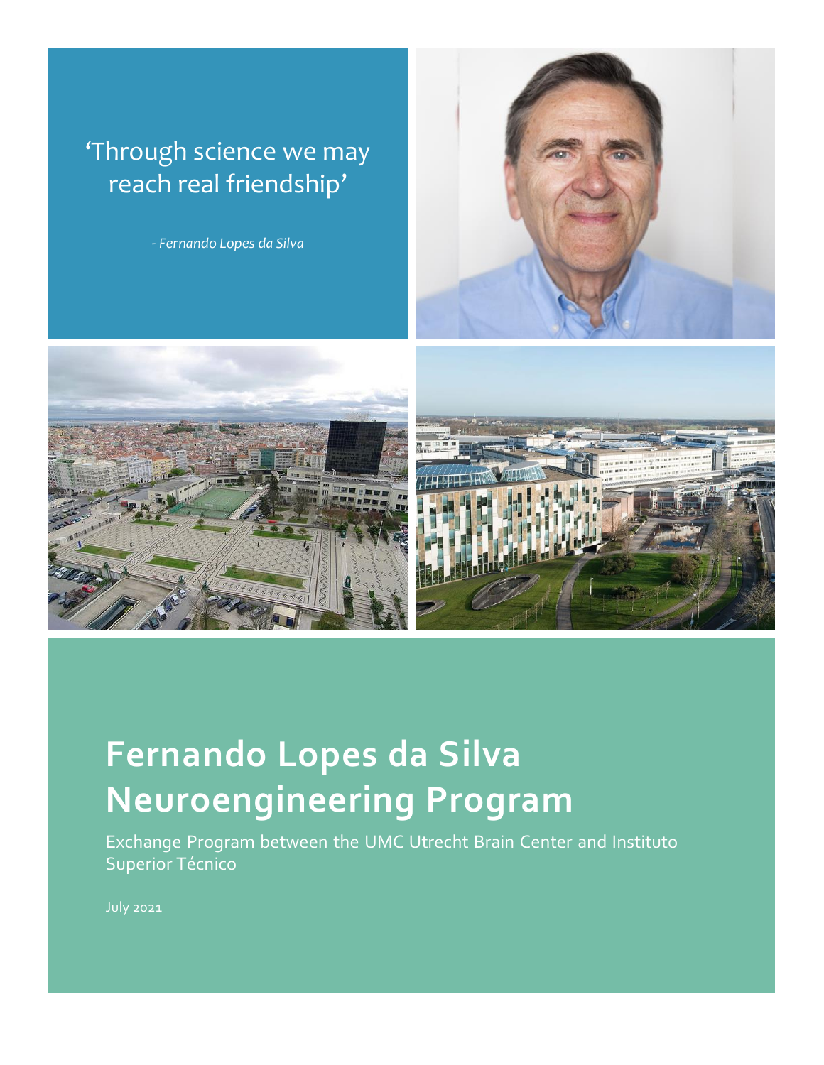'Through science we may reach real friendship'

*- Fernando Lopes da Silva*

# Fernando Lopes da Silva Neuroengineering Program

Exchange Program between the UMC Utrecht Brain Center and Instituto Superior Técnico

July 2021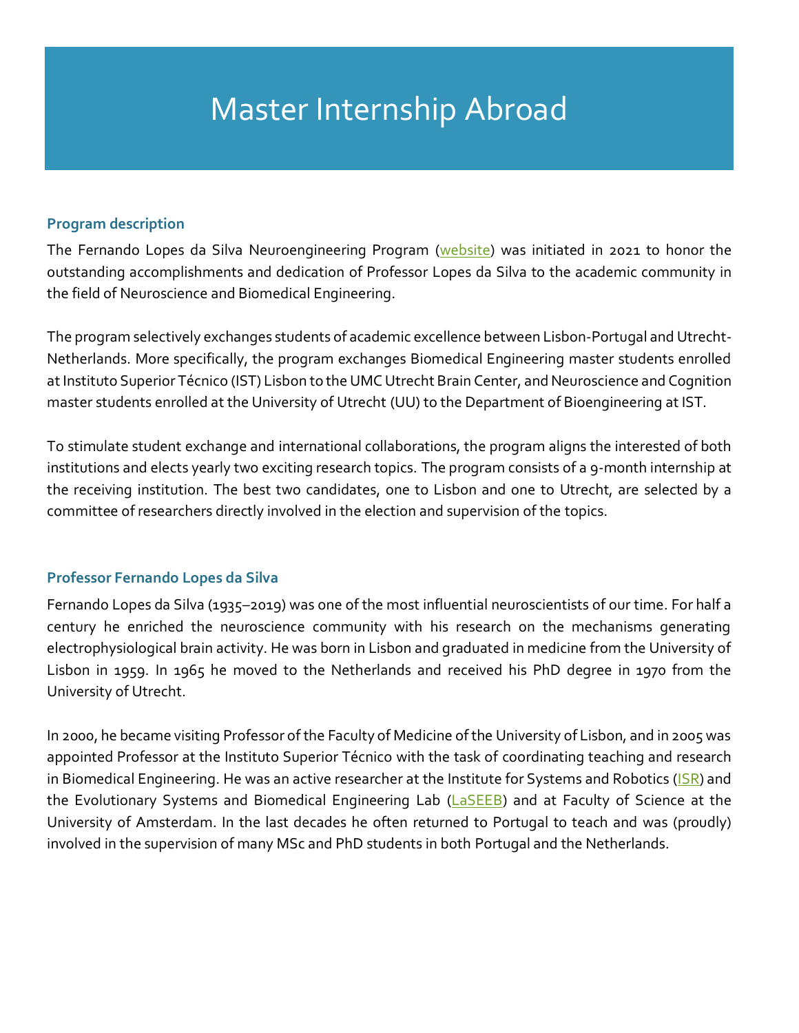# Master Internship Abroad

### Program description

The Fernando Lopes da Silva Neuroengineering Program (website) was initiated in 2021 to honor the outstanding accomplishments and dedication of Professor Lopes da Silva to the academic community in the field of Neuroscience and Biomedical Engineering.

The program selectively exchanges students of academic excellence between Lisbon-Portugal and Utrecht-Netherlands. More specifically, the program exchanges Biomedical Engineering master students enrolled at Instituto Superior Técnico (IST) Lisbon to the UMC Utrecht Brain Center, and Neuroscience and Cognition master students enrolled at the University of Utrecht (UU) to the Department of Bioengineering at IST.

To stimulate student exchange and international collaborations, the program aligns the interested of both institutions and elects yearly two exciting research topics. The program consists of a 9-month internship at the receiving institution. The best two candidates, one to Lisbon and one to Utrecht, are selected by a committee of researchers directly involved in the election and supervision of the topics.

### Professor Fernando Lopes da Silva

Fernando Lopes da Silva (1935–2019) was one of the most influential neuroscientists of our time. For half a century he enriched the neuroscience community with his research on the mechanisms generating electrophysiological brain activity. He was born in Lisbon and graduated in medicine from the University of Lisbon in 1959. In 1965 he moved to the Netherlands and received his PhD degree in 1970 from the University of Utrecht.

In 2000, he became visiting Professor of the Faculty of Medicine of the University of Lisbon, and in 2005 was appointed Professor at the Instituto Superior Técnico with the task of coordinating teaching and research in Biomedical Engineering. He was an active researcher at the Institute for Systems and Robotics (ISR) and the Evolutionary Systems and Biomedical Engineering Lab (LaSEEB) and at Faculty of Science at the University of Amsterdam. In the last decades he often returned to Portugal to teach and was (proudly) involved in the supervision of many MSc and PhD students in both Portugal and the Netherlands.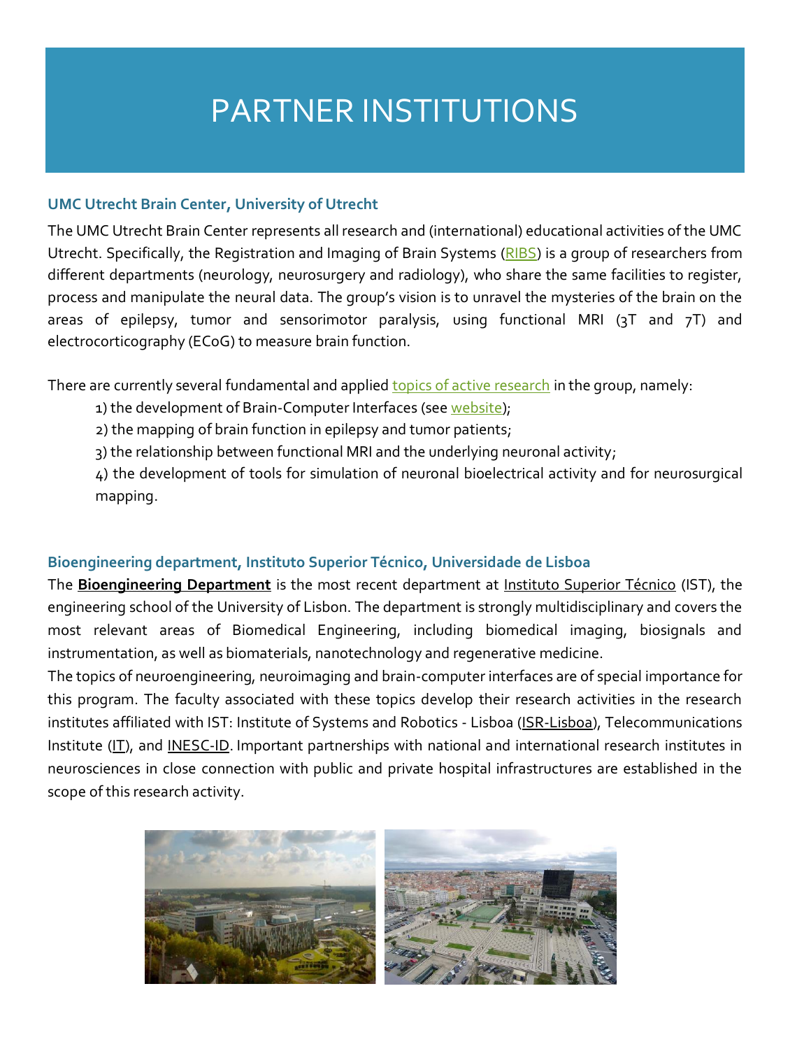# PARTNER INSTITUTIONS

### UMC Utrecht Brain Center, University of Utrecht

The UMC Utrecht Brain Center represents all research and (international) educational activities of the UMC Utrecht. Specifically, the Registration and Imaging of Brain Systems (RIBS) is a group of researchers from different departments (neurology, neurosurgery and radiology), who share the same facilities to register, process and manipulate the neural data. The group's vision is to unravel the mysteries of the brain on the areas of epilepsy, tumor and sensorimotor paralysis, using functional MRI (3T and 7T) and electrocorticography (ECoG) to measure brain function.

There are currently several fundamental and applied topics of active research in the group, namely:

1) the development of Brain-Computer Interfaces (see website);

2) the mapping of brain function in epilepsy and tumor patients;

3) the relationship between functional MRI and the underlying neuronal activity;

4) the development of tools for simulation of neuronal bioelectrical activity and for neurosurgical mapping.

### Bioengineering department, Instituto Superior Técnico, Universidade de Lisboa

The **Bioengineering Department** is the most recent department at Instituto Superior Técnico (IST), the engineering school of the University of Lisbon. The department is strongly multidisciplinary and covers the most relevant areas of Biomedical Engineering, including biomedical imaging, biosignals and instrumentation, as well as biomaterials, nanotechnology and regenerative medicine.

The topics of neuroengineering, neuroimaging and brain-computer interfaces are of special importance for this program. The faculty associated with these topics develop their research activities in the research institutes affiliated with IST: Institute of Systems and Robotics - Lisboa (ISR-Lisboa), Telecommunications Institute (IT), and INESC-ID. Important partnerships with national and international research institutes in neurosciences in close connection with public and private hospital infrastructures are established in the scope of this research activity.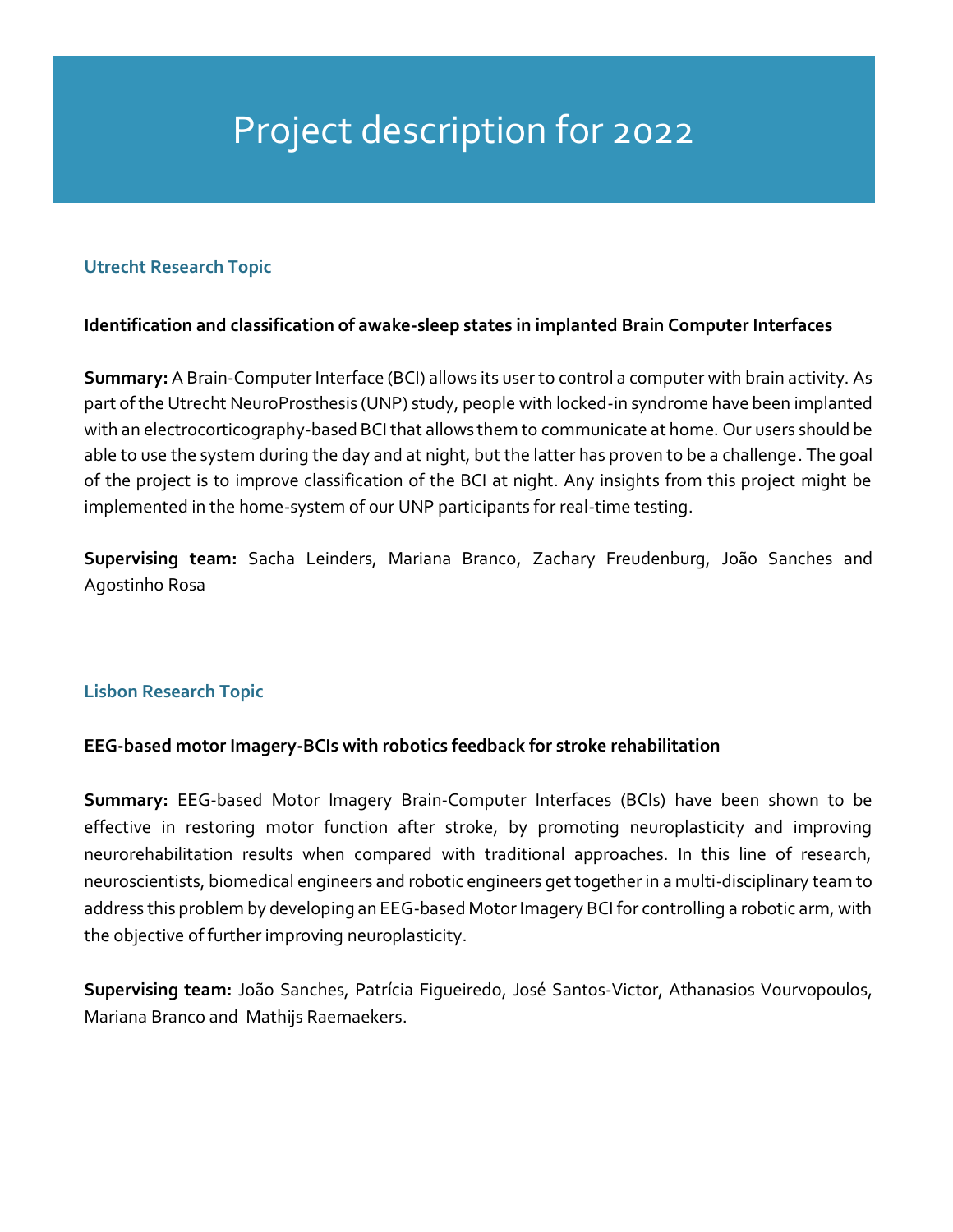# Project description for 2022

## Utrecht Research Topic

### Identification and classification of awake-sleep states in implanted Brain Computer Interfaces

**Summary:** A Brain-Computer Interface (BCI) allows its user to control a computer with brain activity. As part of the Utrecht NeuroProsthesis (UNP) study, people with locked-in syndrome have been implanted with an electrocorticography-based BCI that allows them to communicate at home. Our users should be able to use the system during the day and at night, but the latter has proven to be a challenge. The goal of the project is to improve classification of the BCI at night. Any insights from this project might be implemented in the home-system of our UNP participants for real-time testing.

**Supervising team:** Sacha Leinders, Mariana Branco, Zachary Freudenburg, João Sanches and Agostinho Rosa

## Lisbon Research Topic

### EEG-based motor Imagery-BCIs with robotics feedback for stroke rehabilitation

**Summary:** EEG-based Motor Imagery Brain-Computer Interfaces (BCIs) have been shown to be effective in restoring motor function after stroke, by promoting neuroplasticity and improving neurorehabilitation results when compared with traditional approaches. In this line of research, neuroscientists, biomedical engineers and robotic engineers get together in a multi-disciplinary team to address this problem by developing an EEG-based Motor Imagery BCI for controlling a robotic arm, with the objective of further improving neuroplasticity.

**Supervising team:** João Sanches, Patrícia Figueiredo, José Santos-Victor, Athanasios Vourvopoulos, Mariana Branco and Mathijs Raemaekers.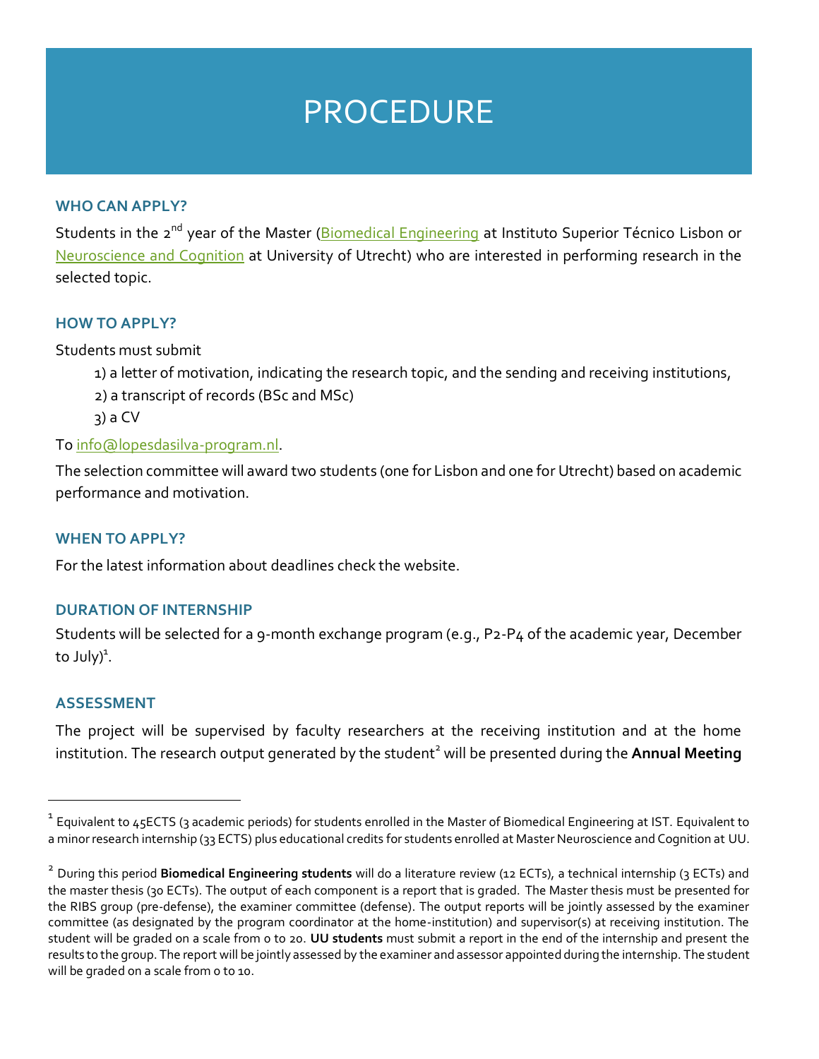# PROCEDURE

### WHO CAN APPLY?

Students in the 2nd year of the Master (Biomedical Engineering at Instituto Superior Técnico Lisbon or Neuroscience and Cognition at University of Utrecht) who are interested in performing research in the selected topic.

### HOW TO APPLY?

Students must submit

1) a letter of motivation, indicating the research topic, and the sending and receiving institutions,
2) a transcript of records (BSc and MSc)
3) a CV

To info@lopesdasilva-program.nl.

The selection committee will award two students (one for Lisbon and one for Utrecht) based on academic performance and motivation.

### WHEN TO APPLY?

For the latest information about deadlines check the website.

### DURATION OF INTERNSHIP

Students will be selected for a 9-month exchange program (e.g., P2-P4 of the academic year, December to July)[1].

### ASSESSMENT

The project will be supervised by faculty researchers at the receiving institution and at the home institution. The research output generated by the student[2] will be presented during the **Annual Meeting**

---

[1] Equivalent to 45ECTS (3 academic periods) for students enrolled in the Master of Biomedical Engineering at IST. Equivalent to a minor research internship (33 ECTS) plus educational credits for students enrolled at Master Neuroscience and Cognition at UU.

[2] During this period **Biomedical Engineering students** will do a literature review (12 ECTs), a technical internship (3 ECTs) and the master thesis (30 ECTs). The output of each component is a report that is graded. The Master thesis must be presented for the RIBS group (pre-defense), the examiner committee (defense). The output reports will be jointly assessed by the examiner committee (as designated by the program coordinator at the home-institution) and supervisor(s) at receiving institution. The student will be graded on a scale from 0 to 20. **UU students** must submit a report in the end of the internship and present the results to the group. The report will be jointly assessed by the examiner and assessor appointed during the internship. The student will be graded on a scale from 0 to 10.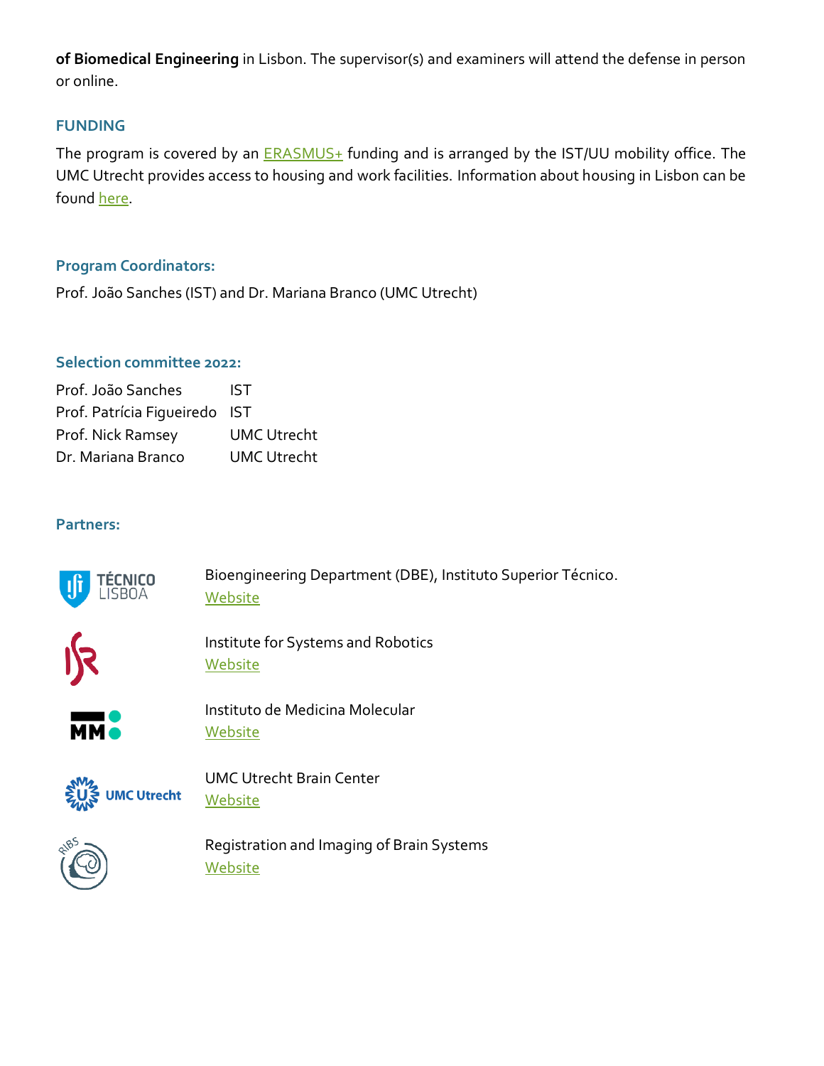**of Biomedical Engineering** in Lisbon. The supervisor(s) and examiners will attend the defense in person or online.

### FUNDING

The program is covered by an ERASMUS+ funding and is arranged by the IST/UU mobility office. The UMC Utrecht provides access to housing and work facilities. Information about housing in Lisbon can be found here.

### Program Coordinators:

Prof. João Sanches (IST) and Dr. Mariana Branco (UMC Utrecht)

### Selection committee 2022:

| | |
|---|---|
| Prof. João Sanches | IST |
| Prof. Patrícia Figueiredo | IST |
| Prof. Nick Ramsey | UMC Utrecht |
| Dr. Mariana Branco | UMC Utrecht |

### Partners:

TÉCNICO LISBOA

Bioengineering Department (DBE), Instituto Superior Técnico.
Website

Institute for Systems and Robotics
Website

Instituto de Medicina Molecular
Website

UMC Utrecht

UMC Utrecht Brain Center
Website

RIBS

Registration and Imaging of Brain Systems
Website